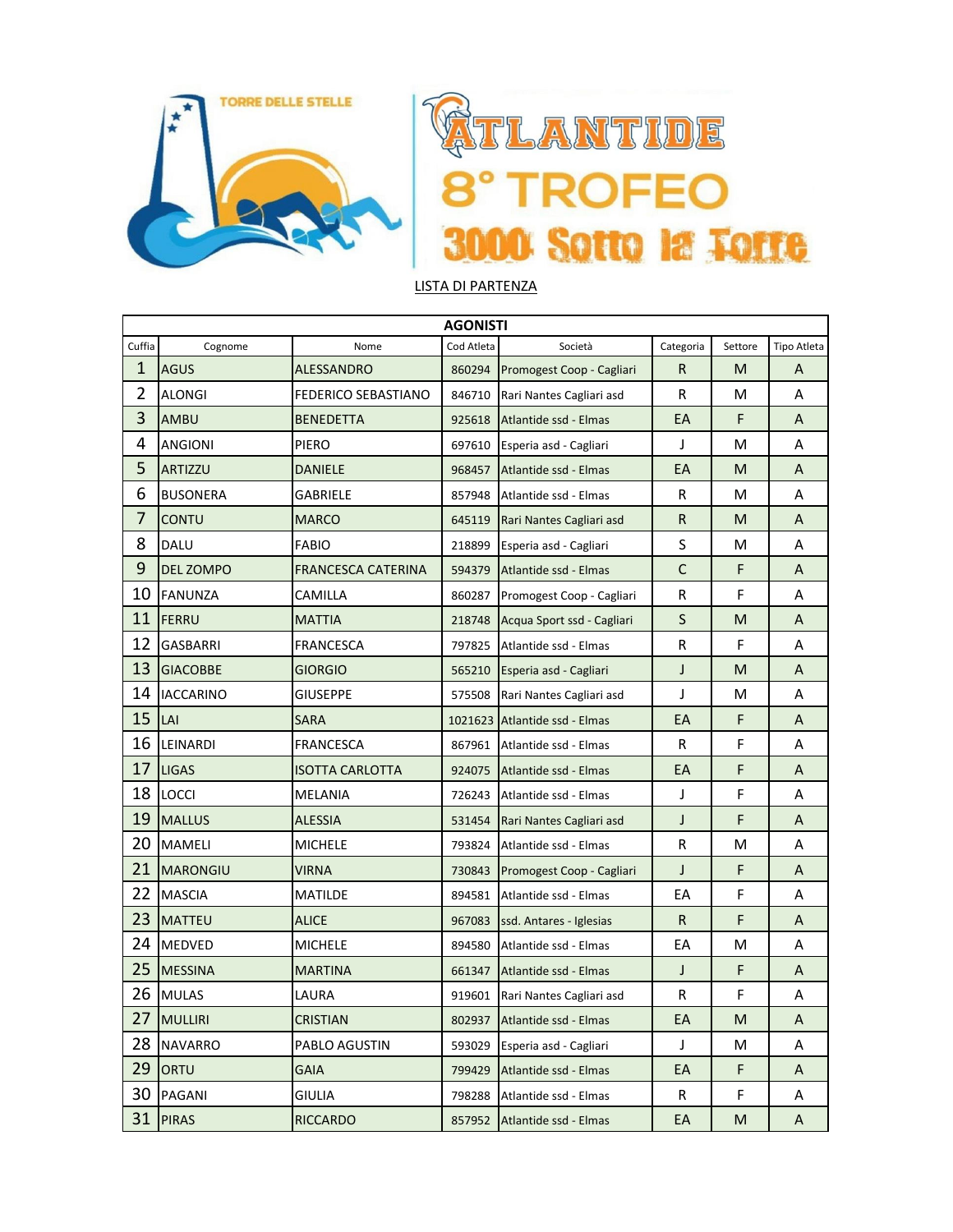TORRE DELLE STELLE

# ATLANTIDE
# 8° TROFEO
# 3000 Sotto la Torre

LISTA DI PARTENZA

| AGONISTI | | | | | | | |
|---|---|---|---|---|---|---|---|
| Cuffia | Cognome | Nome | Cod Atleta | Società | Categoria | Settore | Tipo Atleta |
| 1 | AGUS | ALESSANDRO | 860294 | Promogest Coop - Cagliari | R | M | A |
| 2 | ALONGI | FEDERICO SEBASTIANO | 846710 | Rari Nantes Cagliari asd | R | M | A |
| 3 | AMBU | BENEDETTA | 925618 | Atlantide ssd - Elmas | EA | F | A |
| 4 | ANGIONI | PIERO | 697610 | Esperia asd - Cagliari | J | M | A |
| 5 | ARTIZZU | DANIELE | 968457 | Atlantide ssd - Elmas | EA | M | A |
| 6 | BUSONERA | GABRIELE | 857948 | Atlantide ssd - Elmas | R | M | A |
| 7 | CONTU | MARCO | 645119 | Rari Nantes Cagliari asd | R | M | A |
| 8 | DALU | FABIO | 218899 | Esperia asd - Cagliari | S | M | A |
| 9 | DEL ZOMPO | FRANCESCA CATERINA | 594379 | Atlantide ssd - Elmas | C | F | A |
| 10 | FANUNZA | CAMILLA | 860287 | Promogest Coop - Cagliari | R | F | A |
| 11 | FERRU | MATTIA | 218748 | Acqua Sport ssd - Cagliari | S | M | A |
| 12 | GASBARRI | FRANCESCA | 797825 | Atlantide ssd - Elmas | R | F | A |
| 13 | GIACOBBE | GIORGIO | 565210 | Esperia asd - Cagliari | J | M | A |
| 14 | IACCARINO | GIUSEPPE | 575508 | Rari Nantes Cagliari asd | J | M | A |
| 15 | LAI | SARA | 1021623 | Atlantide ssd - Elmas | EA | F | A |
| 16 | LEINARDI | FRANCESCA | 867961 | Atlantide ssd - Elmas | R | F | A |
| 17 | LIGAS | ISOTTA CARLOTTA | 924075 | Atlantide ssd - Elmas | EA | F | A |
| 18 | LOCCI | MELANIA | 726243 | Atlantide ssd - Elmas | J | F | A |
| 19 | MALLUS | ALESSIA | 531454 | Rari Nantes Cagliari asd | J | F | A |
| 20 | MAMELI | MICHELE | 793824 | Atlantide ssd - Elmas | R | M | A |
| 21 | MARONGIU | VIRNA | 730843 | Promogest Coop - Cagliari | J | F | A |
| 22 | MASCIA | MATILDE | 894581 | Atlantide ssd - Elmas | EA | F | A |
| 23 | MATTEU | ALICE | 967083 | ssd. Antares - Iglesias | R | F | A |
| 24 | MEDVED | MICHELE | 894580 | Atlantide ssd - Elmas | EA | M | A |
| 25 | MESSINA | MARTINA | 661347 | Atlantide ssd - Elmas | J | F | A |
| 26 | MULAS | LAURA | 919601 | Rari Nantes Cagliari asd | R | F | A |
| 27 | MULLIRI | CRISTIAN | 802937 | Atlantide ssd - Elmas | EA | M | A |
| 28 | NAVARRO | PABLO AGUSTIN | 593029 | Esperia asd - Cagliari | J | M | A |
| 29 | ORTU | GAIA | 799429 | Atlantide ssd - Elmas | EA | F | A |
| 30 | PAGANI | GIULIA | 798288 | Atlantide ssd - Elmas | R | F | A |
| 31 | PIRAS | RICCARDO | 857952 | Atlantide ssd - Elmas | EA | M | A |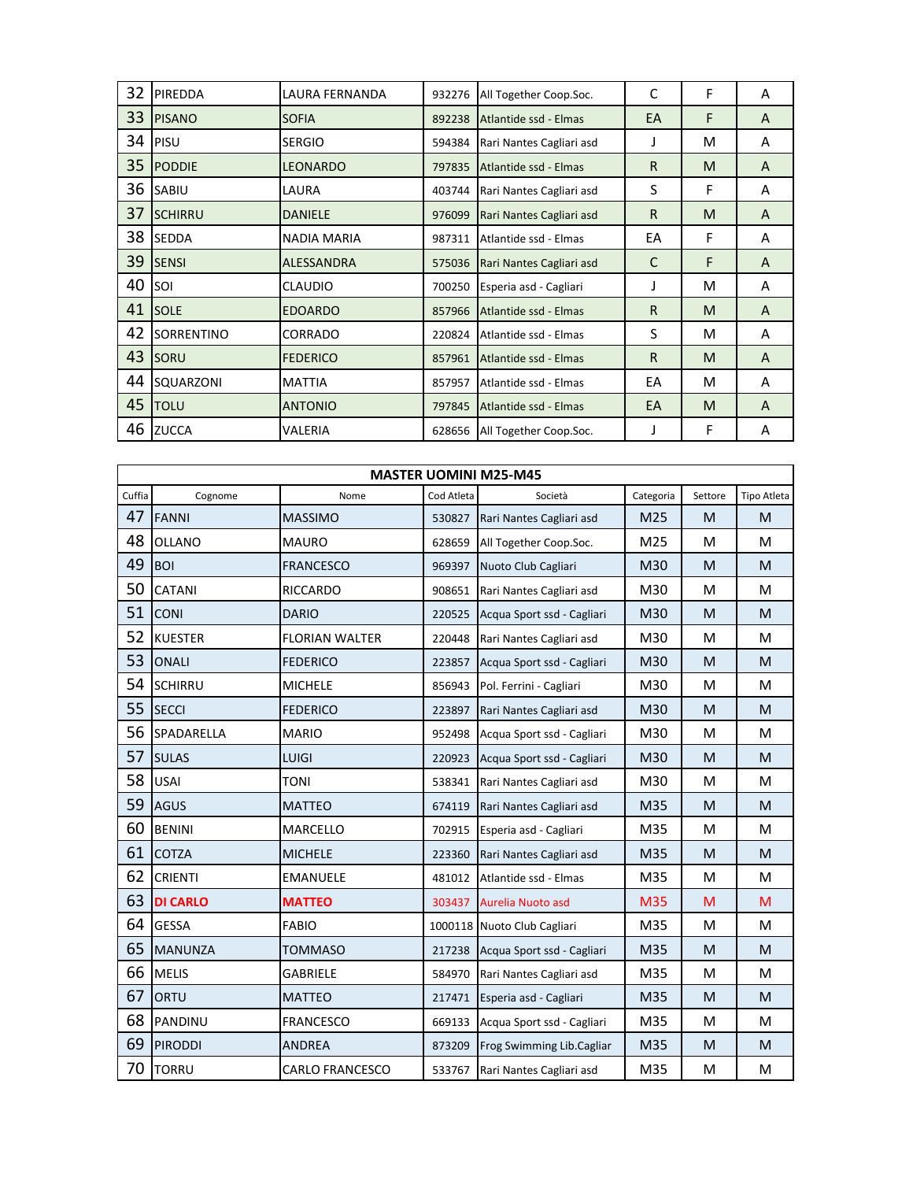| | | | | | | | |
|---|---|---|---|---|---|---|---|
| 32 | PIREDDA | LAURA FERNANDA | 932276 | All Together Coop.Soc. | C | F | A |
| 33 | PISANO | SOFIA | 892238 | Atlantide ssd - Elmas | EA | F | A |
| 34 | PISU | SERGIO | 594384 | Rari Nantes Cagliari asd | J | M | A |
| 35 | PODDIE | LEONARDO | 797835 | Atlantide ssd - Elmas | R | M | A |
| 36 | SABIU | LAURA | 403744 | Rari Nantes Cagliari asd | S | F | A |
| 37 | SCHIRRU | DANIELE | 976099 | Rari Nantes Cagliari asd | R | M | A |
| 38 | SEDDA | NADIA MARIA | 987311 | Atlantide ssd - Elmas | EA | F | A |
| 39 | SENSI | ALESSANDRA | 575036 | Rari Nantes Cagliari asd | C | F | A |
| 40 | SOI | CLAUDIO | 700250 | Esperia asd - Cagliari | J | M | A |
| 41 | SOLE | EDOARDO | 857966 | Atlantide ssd - Elmas | R | M | A |
| 42 | SORRENTINO | CORRADO | 220824 | Atlantide ssd - Elmas | S | M | A |
| 43 | SORU | FEDERICO | 857961 | Atlantide ssd - Elmas | R | M | A |
| 44 | SQUARZONI | MATTIA | 857957 | Atlantide ssd - Elmas | EA | M | A |
| 45 | TOLU | ANTONIO | 797845 | Atlantide ssd - Elmas | EA | M | A |
| 46 | ZUCCA | VALERIA | 628656 | All Together Coop.Soc. | J | F | A |

| MASTER UOMINI M25-M45 | | | | | | | |
|---|---|---|---|---|---|---|---|
| Cuffia | Cognome | Nome | Cod Atleta | Società | Categoria | Settore | Tipo Atleta |
| 47 | FANNI | MASSIMO | 530827 | Rari Nantes Cagliari asd | M25 | M | M |
| 48 | OLLANO | MAURO | 628659 | All Together Coop.Soc. | M25 | M | M |
| 49 | BOI | FRANCESCO | 969397 | Nuoto Club Cagliari | M30 | M | M |
| 50 | CATANI | RICCARDO | 908651 | Rari Nantes Cagliari asd | M30 | M | M |
| 51 | CONI | DARIO | 220525 | Acqua Sport ssd - Cagliari | M30 | M | M |
| 52 | KUESTER | FLORIAN WALTER | 220448 | Rari Nantes Cagliari asd | M30 | M | M |
| 53 | ONALI | FEDERICO | 223857 | Acqua Sport ssd - Cagliari | M30 | M | M |
| 54 | SCHIRRU | MICHELE | 856943 | Pol. Ferrini - Cagliari | M30 | M | M |
| 55 | SECCI | FEDERICO | 223897 | Rari Nantes Cagliari asd | M30 | M | M |
| 56 | SPADARELLA | MARIO | 952498 | Acqua Sport ssd - Cagliari | M30 | M | M |
| 57 | SULAS | LUIGI | 220923 | Acqua Sport ssd - Cagliari | M30 | M | M |
| 58 | USAI | TONI | 538341 | Rari Nantes Cagliari asd | M30 | M | M |
| 59 | AGUS | MATTEO | 674119 | Rari Nantes Cagliari asd | M35 | M | M |
| 60 | BENINI | MARCELLO | 702915 | Esperia asd - Cagliari | M35 | M | M |
| 61 | COTZA | MICHELE | 223360 | Rari Nantes Cagliari asd | M35 | M | M |
| 62 | CRIENTI | EMANUELE | 481012 | Atlantide ssd - Elmas | M35 | M | M |
| 63 | **DI CARLO** | **MATTEO** | 303437 | Aurelia Nuoto asd | M35 | M | M |
| 64 | GESSA | FABIO | 1000118 | Nuoto Club Cagliari | M35 | M | M |
| 65 | MANUNZA | TOMMASO | 217238 | Acqua Sport ssd - Cagliari | M35 | M | M |
| 66 | MELIS | GABRIELE | 584970 | Rari Nantes Cagliari asd | M35 | M | M |
| 67 | ORTU | MATTEO | 217471 | Esperia asd - Cagliari | M35 | M | M |
| 68 | PANDINU | FRANCESCO | 669133 | Acqua Sport ssd - Cagliari | M35 | M | M |
| 69 | PIRODDI | ANDREA | 873209 | Frog Swimming Lib.Cagliar | M35 | M | M |
| 70 | TORRU | CARLO FRANCESCO | 533767 | Rari Nantes Cagliari asd | M35 | M | M |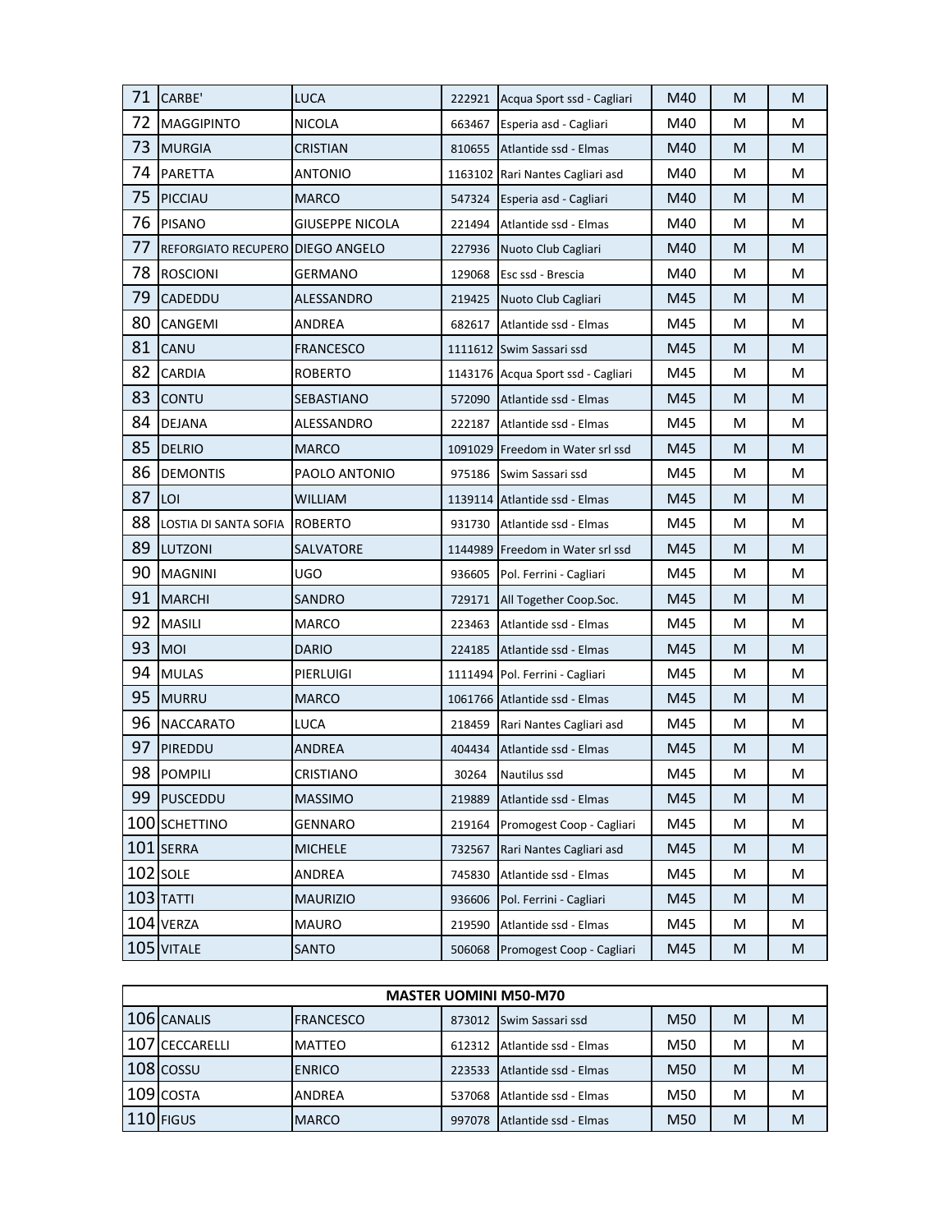| | | | | | | | |
|---|---|---|---|---|---|---|---|
| 71 | CARBE' | LUCA | 222921 | Acqua Sport ssd - Cagliari | M40 | M | M |
| 72 | MAGGIPINTO | NICOLA | 663467 | Esperia asd - Cagliari | M40 | M | M |
| 73 | MURGIA | CRISTIAN | 810655 | Atlantide ssd - Elmas | M40 | M | M |
| 74 | PARETTA | ANTONIO | 1163102 | Rari Nantes Cagliari asd | M40 | M | M |
| 75 | PICCIAU | MARCO | 547324 | Esperia asd - Cagliari | M40 | M | M |
| 76 | PISANO | GIUSEPPE NICOLA | 221494 | Atlantide ssd - Elmas | M40 | M | M |
| 77 | REFORGIATO RECUPERO | DIEGO ANGELO | 227936 | Nuoto Club Cagliari | M40 | M | M |
| 78 | ROSCIONI | GERMANO | 129068 | Esc ssd - Brescia | M40 | M | M |
| 79 | CADEDDU | ALESSANDRO | 219425 | Nuoto Club Cagliari | M45 | M | M |
| 80 | CANGEMI | ANDREA | 682617 | Atlantide ssd - Elmas | M45 | M | M |
| 81 | CANU | FRANCESCO | 1111612 | Swim Sassari ssd | M45 | M | M |
| 82 | CARDIA | ROBERTO | 1143176 | Acqua Sport ssd - Cagliari | M45 | M | M |
| 83 | CONTU | SEBASTIANO | 572090 | Atlantide ssd - Elmas | M45 | M | M |
| 84 | DEJANA | ALESSANDRO | 222187 | Atlantide ssd - Elmas | M45 | M | M |
| 85 | DELRIO | MARCO | 1091029 | Freedom in Water srl ssd | M45 | M | M |
| 86 | DEMONTIS | PAOLO ANTONIO | 975186 | Swim Sassari ssd | M45 | M | M |
| 87 | LOI | WILLIAM | 1139114 | Atlantide ssd - Elmas | M45 | M | M |
| 88 | LOSTIA DI SANTA SOFIA | ROBERTO | 931730 | Atlantide ssd - Elmas | M45 | M | M |
| 89 | LUTZONI | SALVATORE | 1144989 | Freedom in Water srl ssd | M45 | M | M |
| 90 | MAGNINI | UGO | 936605 | Pol. Ferrini - Cagliari | M45 | M | M |
| 91 | MARCHI | SANDRO | 729171 | All Together Coop.Soc. | M45 | M | M |
| 92 | MASILI | MARCO | 223463 | Atlantide ssd - Elmas | M45 | M | M |
| 93 | MOI | DARIO | 224185 | Atlantide ssd - Elmas | M45 | M | M |
| 94 | MULAS | PIERLUIGI | 1111494 | Pol. Ferrini - Cagliari | M45 | M | M |
| 95 | MURRU | MARCO | 1061766 | Atlantide ssd - Elmas | M45 | M | M |
| 96 | NACCARATO | LUCA | 218459 | Rari Nantes Cagliari asd | M45 | M | M |
| 97 | PIREDDU | ANDREA | 404434 | Atlantide ssd - Elmas | M45 | M | M |
| 98 | POMPILI | CRISTIANO | 30264 | Nautilus ssd | M45 | M | M |
| 99 | PUSCEDDU | MASSIMO | 219889 | Atlantide ssd - Elmas | M45 | M | M |
| 100 | SCHETTINO | GENNARO | 219164 | Promogest Coop - Cagliari | M45 | M | M |
| 101 | SERRA | MICHELE | 732567 | Rari Nantes Cagliari asd | M45 | M | M |
| 102 | SOLE | ANDREA | 745830 | Atlantide ssd - Elmas | M45 | M | M |
| 103 | TATTI | MAURIZIO | 936606 | Pol. Ferrini - Cagliari | M45 | M | M |
| 104 | VERZA | MAURO | 219590 | Atlantide ssd - Elmas | M45 | M | M |
| 105 | VITALE | SANTO | 506068 | Promogest Coop - Cagliari | M45 | M | M |

| MASTER UOMINI M50-M70 | | | | | | | |
|---|---|---|---|---|---|---|---|
| 106 | CANALIS | FRANCESCO | 873012 | Swim Sassari ssd | M50 | M | M |
| 107 | CECCARELLI | MATTEO | 612312 | Atlantide ssd - Elmas | M50 | M | M |
| 108 | COSSU | ENRICO | 223533 | Atlantide ssd - Elmas | M50 | M | M |
| 109 | COSTA | ANDREA | 537068 | Atlantide ssd - Elmas | M50 | M | M |
| 110 | FIGUS | MARCO | 997078 | Atlantide ssd - Elmas | M50 | M | M |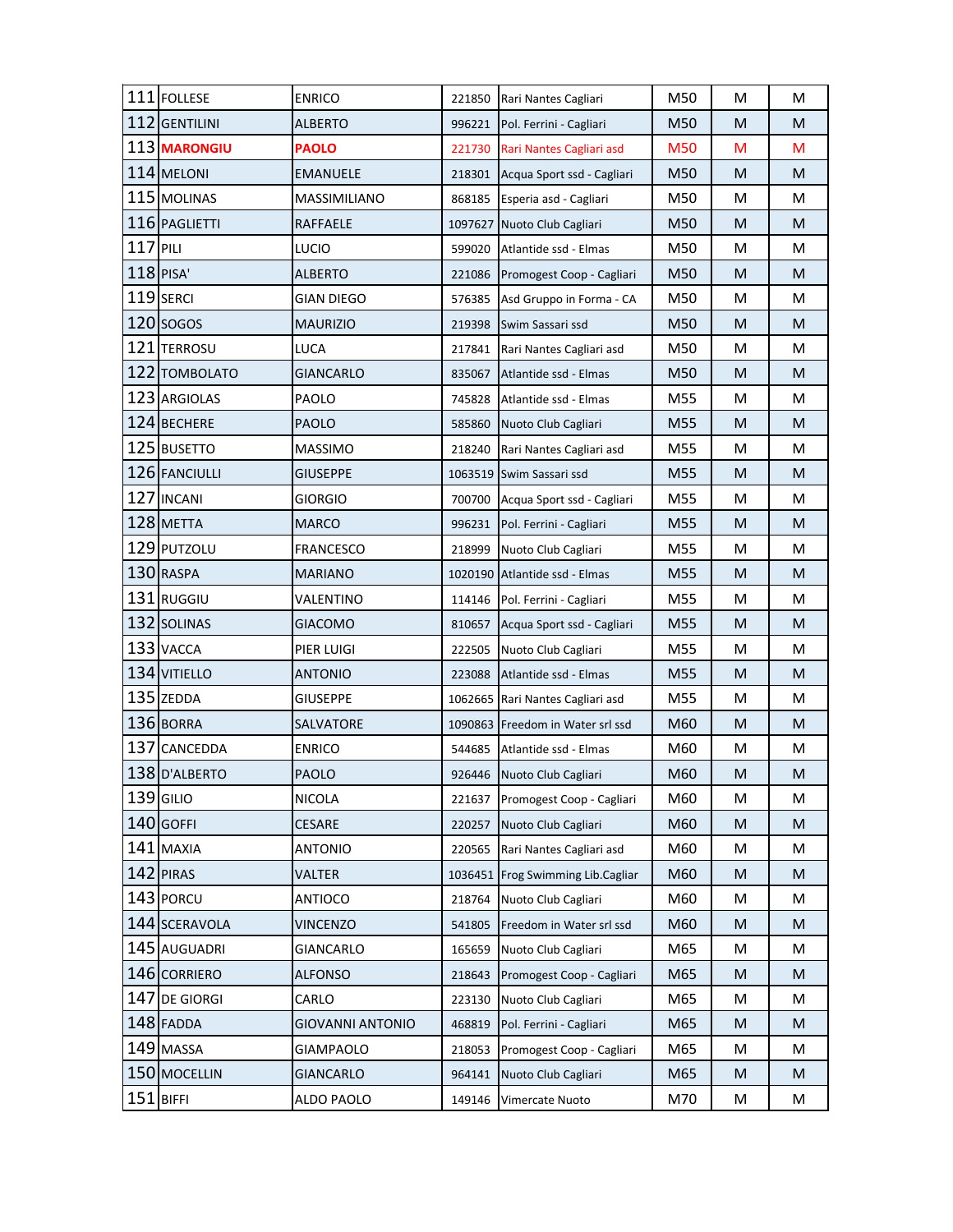| | | | | | | | |
|---|---|---|---|---|---|---|---|
| 111 | FOLLESE | ENRICO | 221850 | Rari Nantes Cagliari | M50 | M | M |
| 112 | GENTILINI | ALBERTO | 996221 | Pol. Ferrini - Cagliari | M50 | M | M |
| 113 | **MARONGIU** | **PAOLO** | 221730 | Rari Nantes Cagliari asd | M50 | M | M |
| 114 | MELONI | EMANUELE | 218301 | Acqua Sport ssd - Cagliari | M50 | M | M |
| 115 | MOLINAS | MASSIMILIANO | 868185 | Esperia asd - Cagliari | M50 | M | M |
| 116 | PAGLIETTI | RAFFAELE | 1097627 | Nuoto Club Cagliari | M50 | M | M |
| 117 | PILI | LUCIO | 599020 | Atlantide ssd - Elmas | M50 | M | M |
| 118 | PISA' | ALBERTO | 221086 | Promogest Coop - Cagliari | M50 | M | M |
| 119 | SERCI | GIAN DIEGO | 576385 | Asd Gruppo in Forma - CA | M50 | M | M |
| 120 | SOGOS | MAURIZIO | 219398 | Swim Sassari ssd | M50 | M | M |
| 121 | TERROSU | LUCA | 217841 | Rari Nantes Cagliari asd | M50 | M | M |
| 122 | TOMBOLATO | GIANCARLO | 835067 | Atlantide ssd - Elmas | M50 | M | M |
| 123 | ARGIOLAS | PAOLO | 745828 | Atlantide ssd - Elmas | M55 | M | M |
| 124 | BECHERE | PAOLO | 585860 | Nuoto Club Cagliari | M55 | M | M |
| 125 | BUSETTO | MASSIMO | 218240 | Rari Nantes Cagliari asd | M55 | M | M |
| 126 | FANCIULLI | GIUSEPPE | 1063519 | Swim Sassari ssd | M55 | M | M |
| 127 | INCANI | GIORGIO | 700700 | Acqua Sport ssd - Cagliari | M55 | M | M |
| 128 | METTA | MARCO | 996231 | Pol. Ferrini - Cagliari | M55 | M | M |
| 129 | PUTZOLU | FRANCESCO | 218999 | Nuoto Club Cagliari | M55 | M | M |
| 130 | RASPA | MARIANO | 1020190 | Atlantide ssd - Elmas | M55 | M | M |
| 131 | RUGGIU | VALENTINO | 114146 | Pol. Ferrini - Cagliari | M55 | M | M |
| 132 | SOLINAS | GIACOMO | 810657 | Acqua Sport ssd - Cagliari | M55 | M | M |
| 133 | VACCA | PIER LUIGI | 222505 | Nuoto Club Cagliari | M55 | M | M |
| 134 | VITIELLO | ANTONIO | 223088 | Atlantide ssd - Elmas | M55 | M | M |
| 135 | ZEDDA | GIUSEPPE | 1062665 | Rari Nantes Cagliari asd | M55 | M | M |
| 136 | BORRA | SALVATORE | 1090863 | Freedom in Water srl ssd | M60 | M | M |
| 137 | CANCEDDA | ENRICO | 544685 | Atlantide ssd - Elmas | M60 | M | M |
| 138 | D'ALBERTO | PAOLO | 926446 | Nuoto Club Cagliari | M60 | M | M |
| 139 | GILIO | NICOLA | 221637 | Promogest Coop - Cagliari | M60 | M | M |
| 140 | GOFFI | CESARE | 220257 | Nuoto Club Cagliari | M60 | M | M |
| 141 | MAXIA | ANTONIO | 220565 | Rari Nantes Cagliari asd | M60 | M | M |
| 142 | PIRAS | VALTER | 1036451 | Frog Swimming Lib.Cagliar | M60 | M | M |
| 143 | PORCU | ANTIOCO | 218764 | Nuoto Club Cagliari | M60 | M | M |
| 144 | SCERAVOLA | VINCENZO | 541805 | Freedom in Water srl ssd | M60 | M | M |
| 145 | AUGUADRI | GIANCARLO | 165659 | Nuoto Club Cagliari | M65 | M | M |
| 146 | CORRIERO | ALFONSO | 218643 | Promogest Coop - Cagliari | M65 | M | M |
| 147 | DE GIORGI | CARLO | 223130 | Nuoto Club Cagliari | M65 | M | M |
| 148 | FADDA | GIOVANNI ANTONIO | 468819 | Pol. Ferrini - Cagliari | M65 | M | M |
| 149 | MASSA | GIAMPAOLO | 218053 | Promogest Coop - Cagliari | M65 | M | M |
| 150 | MOCELLIN | GIANCARLO | 964141 | Nuoto Club Cagliari | M65 | M | M |
| 151 | BIFFI | ALDO PAOLO | 149146 | Vimercate Nuoto | M70 | M | M |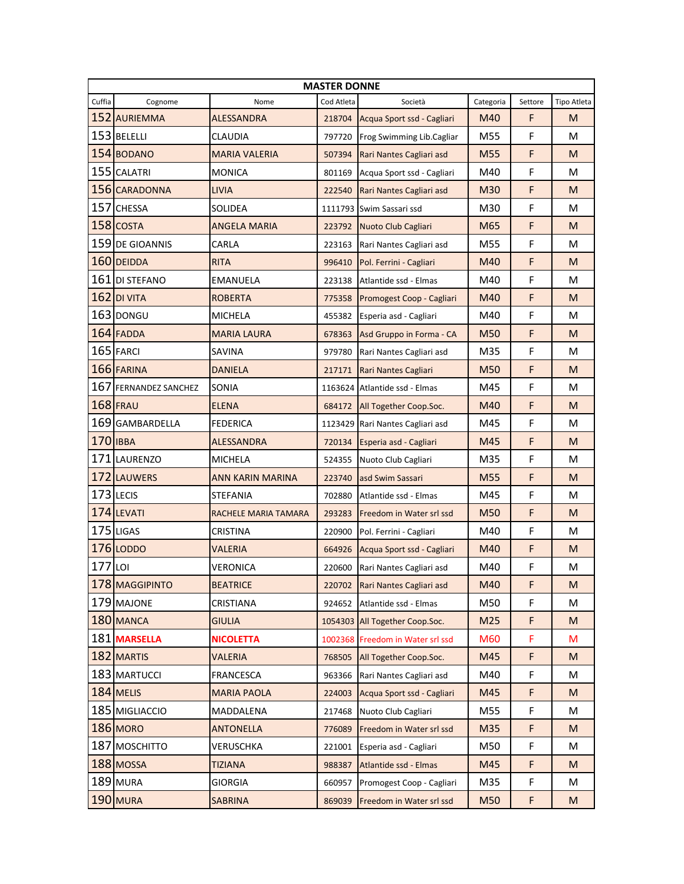| MASTER DONNE | | | | | | | |
|---|---|---|---|---|---|---|---|
| Cuffia | Cognome | Nome | Cod Atleta | Società | Categoria | Settore | Tipo Atleta |
| 152 | AURIEMMA | ALESSANDRA | 218704 | Acqua Sport ssd - Cagliari | M40 | F | M |
| 153 | BELELLI | CLAUDIA | 797720 | Frog Swimming Lib.Cagliar | M55 | F | M |
| 154 | BODANO | MARIA VALERIA | 507394 | Rari Nantes Cagliari asd | M55 | F | M |
| 155 | CALATRI | MONICA | 801169 | Acqua Sport ssd - Cagliari | M40 | F | M |
| 156 | CARADONNA | LIVIA | 222540 | Rari Nantes Cagliari asd | M30 | F | M |
| 157 | CHESSA | SOLIDEA | 1111793 | Swim Sassari ssd | M30 | F | M |
| 158 | COSTA | ANGELA MARIA | 223792 | Nuoto Club Cagliari | M65 | F | M |
| 159 | DE GIOANNIS | CARLA | 223163 | Rari Nantes Cagliari asd | M55 | F | M |
| 160 | DEIDDA | RITA | 996410 | Pol. Ferrini - Cagliari | M40 | F | M |
| 161 | DI STEFANO | EMANUELA | 223138 | Atlantide ssd - Elmas | M40 | F | M |
| 162 | DI VITA | ROBERTA | 775358 | Promogest Coop - Cagliari | M40 | F | M |
| 163 | DONGU | MICHELA | 455382 | Esperia asd - Cagliari | M40 | F | M |
| 164 | FADDA | MARIA LAURA | 678363 | Asd Gruppo in Forma - CA | M50 | F | M |
| 165 | FARCI | SAVINA | 979780 | Rari Nantes Cagliari asd | M35 | F | M |
| 166 | FARINA | DANIELA | 217171 | Rari Nantes Cagliari | M50 | F | M |
| 167 | FERNANDEZ SANCHEZ | SONIA | 1163624 | Atlantide ssd - Elmas | M45 | F | M |
| 168 | FRAU | ELENA | 684172 | All Together Coop.Soc. | M40 | F | M |
| 169 | GAMBARDELLA | FEDERICA | 1123429 | Rari Nantes Cagliari asd | M45 | F | M |
| 170 | IBBA | ALESSANDRA | 720134 | Esperia asd - Cagliari | M45 | F | M |
| 171 | LAURENZO | MICHELA | 524355 | Nuoto Club Cagliari | M35 | F | M |
| 172 | LAUWERS | ANN KARIN MARINA | 223740 | asd Swim Sassari | M55 | F | M |
| 173 | LECIS | STEFANIA | 702880 | Atlantide ssd - Elmas | M45 | F | M |
| 174 | LEVATI | RACHELE MARIA TAMARA | 293283 | Freedom in Water srl ssd | M50 | F | M |
| 175 | LIGAS | CRISTINA | 220900 | Pol. Ferrini - Cagliari | M40 | F | M |
| 176 | LODDO | VALERIA | 664926 | Acqua Sport ssd - Cagliari | M40 | F | M |
| 177 | LOI | VERONICA | 220600 | Rari Nantes Cagliari asd | M40 | F | M |
| 178 | MAGGIPINTO | BEATRICE | 220702 | Rari Nantes Cagliari asd | M40 | F | M |
| 179 | MAJONE | CRISTIANA | 924652 | Atlantide ssd - Elmas | M50 | F | M |
| 180 | MANCA | GIULIA | 1054303 | All Together Coop.Soc. | M25 | F | M |
| 181 | **MARSELLA** | **NICOLETTA** | 1002368 | Freedom in Water srl ssd | M60 | F | M |
| 182 | MARTIS | VALERIA | 768505 | All Together Coop.Soc. | M45 | F | M |
| 183 | MARTUCCI | FRANCESCA | 963366 | Rari Nantes Cagliari asd | M40 | F | M |
| 184 | MELIS | MARIA PAOLA | 224003 | Acqua Sport ssd - Cagliari | M45 | F | M |
| 185 | MIGLIACCIO | MADDALENA | 217468 | Nuoto Club Cagliari | M55 | F | M |
| 186 | MORO | ANTONELLA | 776089 | Freedom in Water srl ssd | M35 | F | M |
| 187 | MOSCHITTO | VERUSCHKA | 221001 | Esperia asd - Cagliari | M50 | F | M |
| 188 | MOSSA | TIZIANA | 988387 | Atlantide ssd - Elmas | M45 | F | M |
| 189 | MURA | GIORGIA | 660957 | Promogest Coop - Cagliari | M35 | F | M |
| 190 | MURA | SABRINA | 869039 | Freedom in Water srl ssd | M50 | F | M |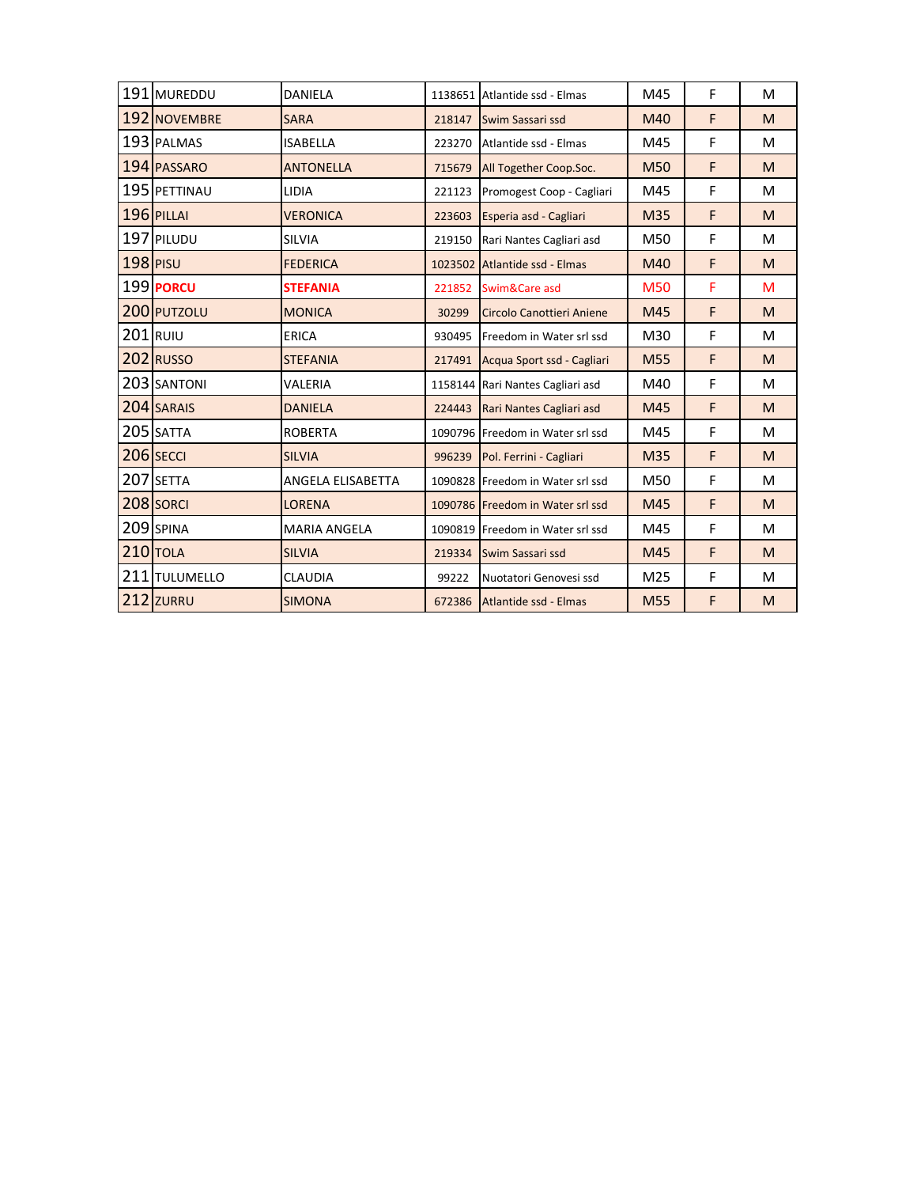| | | | | | | | |
|---|---|---|---|---|---|---|---|
| 191 | MUREDDU | DANIELA | 1138651 | Atlantide ssd - Elmas | M45 | F | M |
| 192 | NOVEMBRE | SARA | 218147 | Swim Sassari ssd | M40 | F | M |
| 193 | PALMAS | ISABELLA | 223270 | Atlantide ssd - Elmas | M45 | F | M |
| 194 | PASSARO | ANTONELLA | 715679 | All Together Coop.Soc. | M50 | F | M |
| 195 | PETTINAU | LIDIA | 221123 | Promogest Coop - Cagliari | M45 | F | M |
| 196 | PILLAI | VERONICA | 223603 | Esperia asd - Cagliari | M35 | F | M |
| 197 | PILUDU | SILVIA | 219150 | Rari Nantes Cagliari asd | M50 | F | M |
| 198 | PISU | FEDERICA | 1023502 | Atlantide ssd - Elmas | M40 | F | M |
| 199 | **PORCU** | **STEFANIA** | 221852 | Swim&Care asd | M50 | F | M |
| 200 | PUTZOLU | MONICA | 30299 | Circolo Canottieri Aniene | M45 | F | M |
| 201 | RUIU | ERICA | 930495 | Freedom in Water srl ssd | M30 | F | M |
| 202 | RUSSO | STEFANIA | 217491 | Acqua Sport ssd - Cagliari | M55 | F | M |
| 203 | SANTONI | VALERIA | 1158144 | Rari Nantes Cagliari asd | M40 | F | M |
| 204 | SARAIS | DANIELA | 224443 | Rari Nantes Cagliari asd | M45 | F | M |
| 205 | SATTA | ROBERTA | 1090796 | Freedom in Water srl ssd | M45 | F | M |
| 206 | SECCI | SILVIA | 996239 | Pol. Ferrini - Cagliari | M35 | F | M |
| 207 | SETTA | ANGELA ELISABETTA | 1090828 | Freedom in Water srl ssd | M50 | F | M |
| 208 | SORCI | LORENA | 1090786 | Freedom in Water srl ssd | M45 | F | M |
| 209 | SPINA | MARIA ANGELA | 1090819 | Freedom in Water srl ssd | M45 | F | M |
| 210 | TOLA | SILVIA | 219334 | Swim Sassari ssd | M45 | F | M |
| 211 | TULUMELLO | CLAUDIA | 99222 | Nuotatori Genovesi ssd | M25 | F | M |
| 212 | ZURRU | SIMONA | 672386 | Atlantide ssd - Elmas | M55 | F | M |